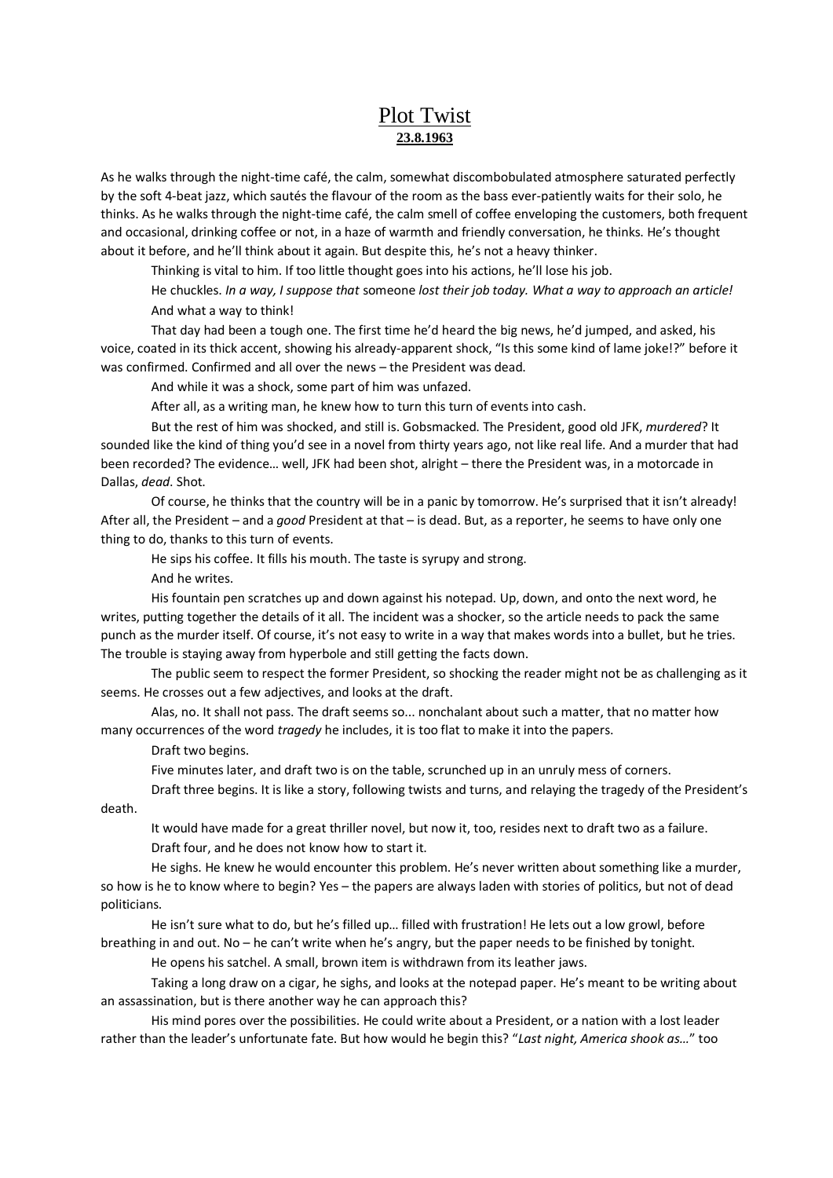# Plot Twist

**23.8.1963**

As he walks through the night-time café, the calm, somewhat discombobulated atmosphere saturated perfectly by the soft 4-beat jazz, which sautés the flavour of the room as the bass ever-patiently waits for their solo, he thinks. As he walks through the night-time café, the calm smell of coffee enveloping the customers, both frequent and occasional, drinking coffee or not, in a haze of warmth and friendly conversation, he thinks. He's thought about it before, and he'll think about it again. But despite this, he's not a heavy thinker.

Thinking is vital to him. If too little thought goes into his actions, he'll lose his job.

He chuckles. *In a way, I suppose that* someone *lost their job today. What a way to approach an article!*

And what a way to think!

That day had been a tough one. The first time he'd heard the big news, he'd jumped, and asked, his voice, coated in its thick accent, showing his already-apparent shock, "Is this some kind of lame joke!?" before it was confirmed. Confirmed and all over the news – the President was dead.

And while it was a shock, some part of him was unfazed.

After all, as a writing man, he knew how to turn this turn of events into cash.

But the rest of him was shocked, and still is. Gobsmacked. The President, good old JFK, *murdered*? It sounded like the kind of thing you'd see in a novel from thirty years ago, not like real life. And a murder that had been recorded? The evidence… well, JFK had been shot, alright – there the President was, in a motorcade in Dallas, *dead*. Shot.

Of course, he thinks that the country will be in a panic by tomorrow. He's surprised that it isn't already! After all, the President – and a *good* President at that – is dead. But, as a reporter, he seems to have only one thing to do, thanks to this turn of events.

He sips his coffee. It fills his mouth. The taste is syrupy and strong.

And he writes.

His fountain pen scratches up and down against his notepad. Up, down, and onto the next word, he writes, putting together the details of it all. The incident was a shocker, so the article needs to pack the same punch as the murder itself. Of course, it's not easy to write in a way that makes words into a bullet, but he tries. The trouble is staying away from hyperbole and still getting the facts down.

The public seem to respect the former President, so shocking the reader might not be as challenging as it seems. He crosses out a few adjectives, and looks at the draft.

Alas, no. It shall not pass. The draft seems so... nonchalant about such a matter, that no matter how many occurrences of the word *tragedy* he includes, it is too flat to make it into the papers.

Draft two begins.

Five minutes later, and draft two is on the table, scrunched up in an unruly mess of corners.

Draft three begins. It is like a story, following twists and turns, and relaying the tragedy of the President's death.

It would have made for a great thriller novel, but now it, too, resides next to draft two as a failure.

Draft four, and he does not know how to start it.

He sighs. He knew he would encounter this problem. He's never written about something like a murder, so how is he to know where to begin? Yes – the papers are always laden with stories of politics, but not of dead politicians.

He isn't sure what to do, but he's filled up… filled with frustration! He lets out a low growl, before breathing in and out. No – he can't write when he's angry, but the paper needs to be finished by tonight.

He opens his satchel. A small, brown item is withdrawn from its leather jaws.

Taking a long draw on a cigar, he sighs, and looks at the notepad paper. He's meant to be writing about an assassination, but is there another way he can approach this?

His mind pores over the possibilities. He could write about a President, or a nation with a lost leader rather than the leader's unfortunate fate. But how would he begin this? "*Last night, America shook as…*" too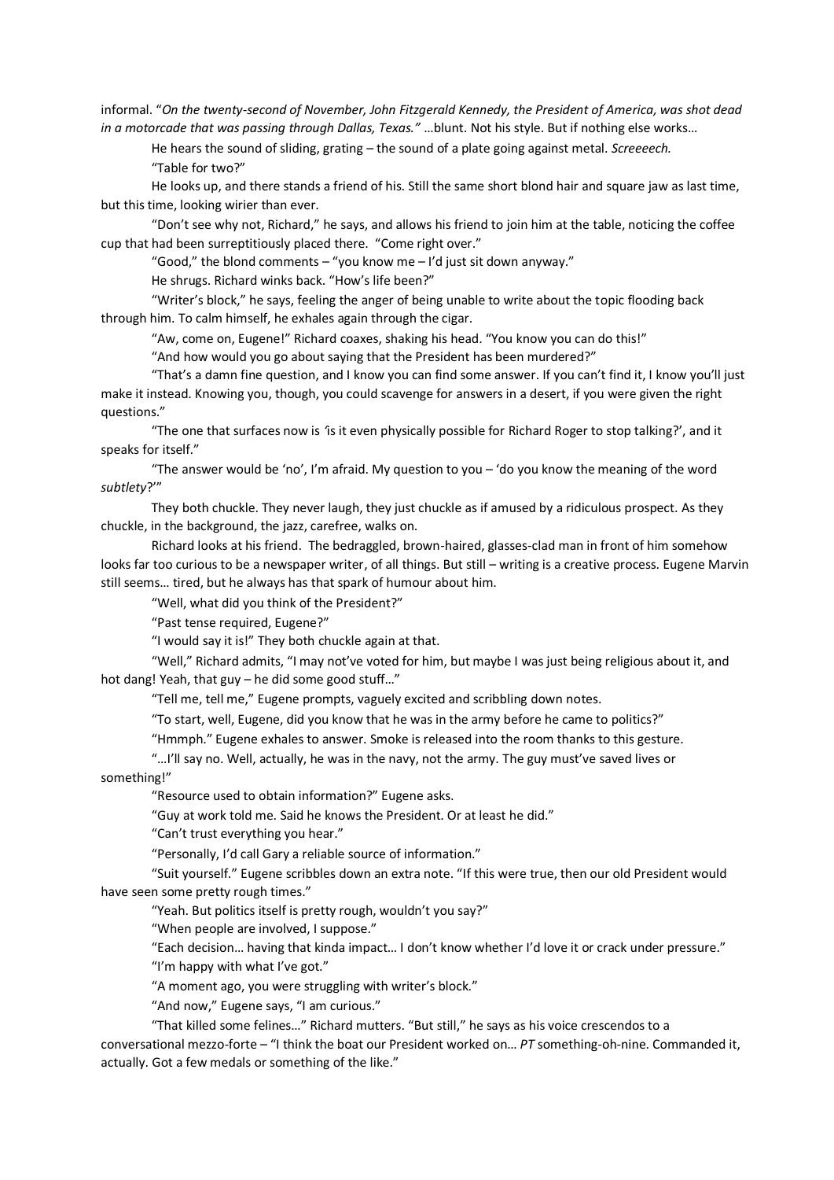informal. "*On the twenty-second of November, John Fitzgerald Kennedy, the President of America, was shot dead in a motorcade that was passing through Dallas, Texas.*" …blunt. Not his style. But if nothing else works…

He hears the sound of sliding, grating – the sound of a plate going against metal. *Screeeech.*

"Table for two?"

He looks up, and there stands a friend of his. Still the same short blond hair and square jaw as last time, but this time, looking wirier than ever.

"Don't see why not, Richard," he says, and allows his friend to join him at the table, noticing the coffee cup that had been surreptitiously placed there. "Come right over."

"Good," the blond comments – "you know me – I'd just sit down anyway."

He shrugs. Richard winks back. "How's life been?"

"Writer's block," he says, feeling the anger of being unable to write about the topic flooding back through him. To calm himself, he exhales again through the cigar.

"Aw, come on, Eugene!" Richard coaxes, shaking his head. "You know you can do this!"

"And how would you go about saying that the President has been murdered?"

"That's a damn fine question, and I know you can find some answer. If you can't find it, I know you'll just make it instead. Knowing you, though, you could scavenge for answers in a desert, if you were given the right questions."

"The one that surfaces now is *'*is it even physically possible for Richard Roger to stop talking?', and it speaks for itself."

"The answer would be 'no', I'm afraid. My question to you – 'do you know the meaning of the word *subtlety*?'"

They both chuckle. They never laugh, they just chuckle as if amused by a ridiculous prospect. As they chuckle, in the background, the jazz, carefree, walks on.

Richard looks at his friend. The bedraggled, brown-haired, glasses-clad man in front of him somehow looks far too curious to be a newspaper writer, of all things. But still – writing is a creative process. Eugene Marvin still seems… tired, but he always has that spark of humour about him.

"Well, what did you think of the President?"

"Past tense required, Eugene?"

"I would say it is!" They both chuckle again at that.

"Well," Richard admits, "I may not've voted for him, but maybe I was just being religious about it, and hot dang! Yeah, that guy – he did some good stuff…"

"Tell me, tell me," Eugene prompts, vaguely excited and scribbling down notes.

"To start, well, Eugene, did you know that he was in the army before he came to politics?"

"Hmmph." Eugene exhales to answer. Smoke is released into the room thanks to this gesture.

"…I'll say no. Well, actually, he was in the navy, not the army. The guy must've saved lives or something!"

"Resource used to obtain information?" Eugene asks.

"Guy at work told me. Said he knows the President. Or at least he did."

"Can't trust everything you hear."

"Personally, I'd call Gary a reliable source of information."

"Suit yourself." Eugene scribbles down an extra note. "If this were true, then our old President would have seen some pretty rough times."

"Yeah. But politics itself is pretty rough, wouldn't you say?"

"When people are involved, I suppose."

"Each decision… having that kinda impact… I don't know whether I'd love it or crack under pressure."

"I'm happy with what I've got."

"A moment ago, you were struggling with writer's block."

"And now," Eugene says, "I am curious."

"That killed some felines…" Richard mutters. "But still," he says as his voice crescendos to a conversational mezzo-forte – "I think the boat our President worked on… *PT* something-oh-nine. Commanded it, actually. Got a few medals or something of the like."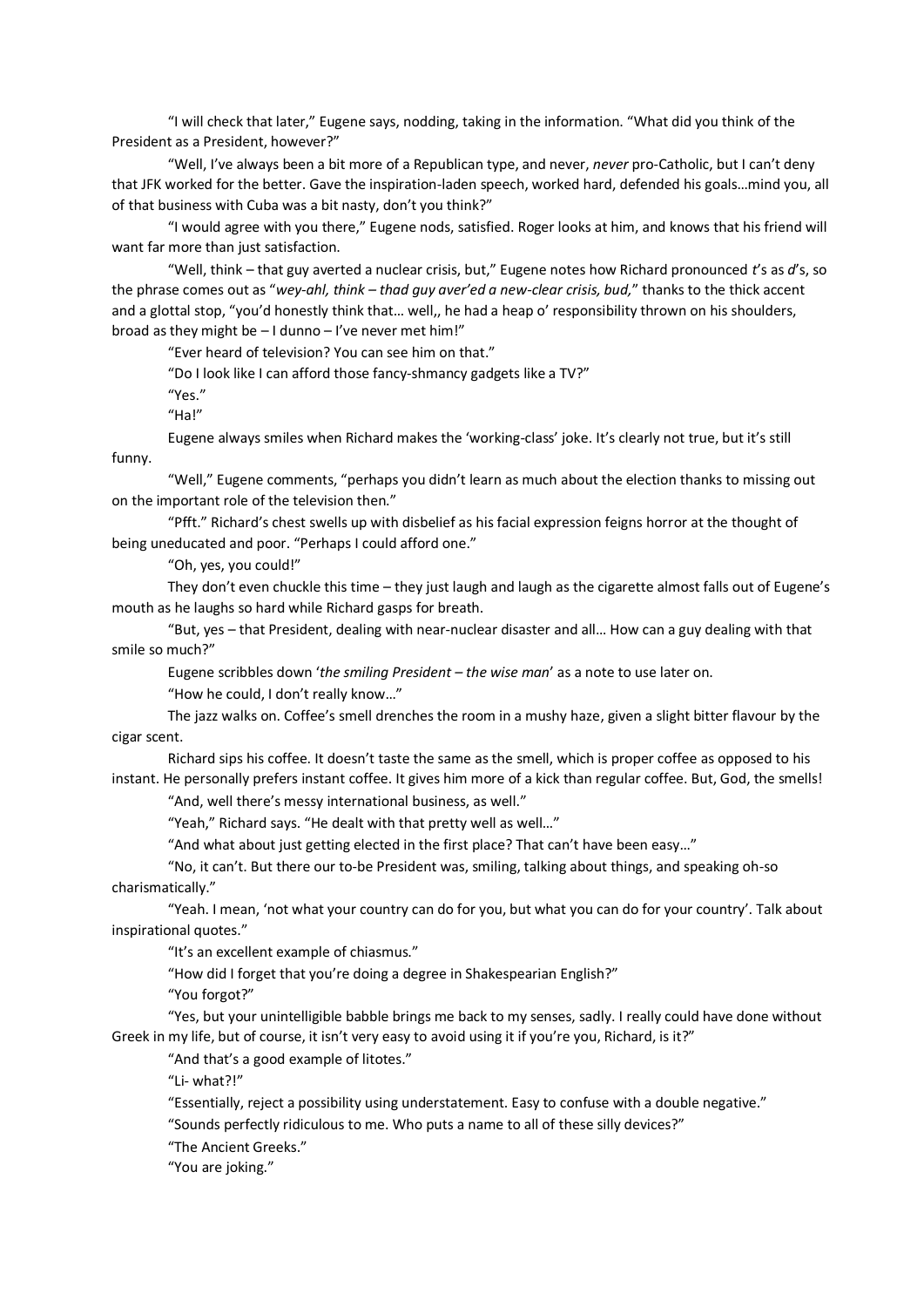"I will check that later," Eugene says, nodding, taking in the information. "What did you think of the President as a President, however?"

"Well, I've always been a bit more of a Republican type, and never, *never* pro-Catholic, but I can't deny that JFK worked for the better. Gave the inspiration-laden speech, worked hard, defended his goals…mind you, all of that business with Cuba was a bit nasty, don't you think?"

"I would agree with you there," Eugene nods, satisfied. Roger looks at him, and knows that his friend will want far more than just satisfaction.

"Well, think – that guy averted a nuclear crisis, but," Eugene notes how Richard pronounced *t*'s as *d*'s, so the phrase comes out as "*wey-ahl, think – thad guy aver'ed a new-clear crisis, bud,*" thanks to the thick accent and a glottal stop, "you'd honestly think that… well,, he had a heap o' responsibility thrown on his shoulders, broad as they might be – I dunno – I've never met him!"

"Ever heard of television? You can see him on that."

"Do I look like I can afford those fancy-shmancy gadgets like a TV?"

"Yes."

"Ha!"

Eugene always smiles when Richard makes the 'working-class' joke. It's clearly not true, but it's still funny.

"Well," Eugene comments, "perhaps you didn't learn as much about the election thanks to missing out on the important role of the television then."

"Pfft." Richard's chest swells up with disbelief as his facial expression feigns horror at the thought of being uneducated and poor. "Perhaps I could afford one."

"Oh, yes, you could!"

They don't even chuckle this time – they just laugh and laugh as the cigarette almost falls out of Eugene's mouth as he laughs so hard while Richard gasps for breath.

"But, yes – that President, dealing with near-nuclear disaster and all… How can a guy dealing with that smile so much?"

Eugene scribbles down '*the smiling President – the wise man*' as a note to use later on.

"How he could, I don't really know…"

The jazz walks on. Coffee's smell drenches the room in a mushy haze, given a slight bitter flavour by the cigar scent.

Richard sips his coffee. It doesn't taste the same as the smell, which is proper coffee as opposed to his instant. He personally prefers instant coffee. It gives him more of a kick than regular coffee. But, God, the smells!

"And, well there's messy international business, as well."

"Yeah," Richard says. "He dealt with that pretty well as well…"

"And what about just getting elected in the first place? That can't have been easy…"

"No, it can't. But there our to-be President was, smiling, talking about things, and speaking oh-so charismatically."

"Yeah. I mean, 'not what your country can do for you, but what you can do for your country'. Talk about inspirational quotes."

"It's an excellent example of chiasmus."

"How did I forget that you're doing a degree in Shakespearian English?"

"You forgot?"

"Yes, but your unintelligible babble brings me back to my senses, sadly. I really could have done without Greek in my life, but of course, it isn't very easy to avoid using it if you're you, Richard, is it?"

"And that's a good example of litotes."

"Li- what?!"

"Essentially, reject a possibility using understatement. Easy to confuse with a double negative."

"Sounds perfectly ridiculous to me. Who puts a name to all of these silly devices?"

"The Ancient Greeks."

"You are joking."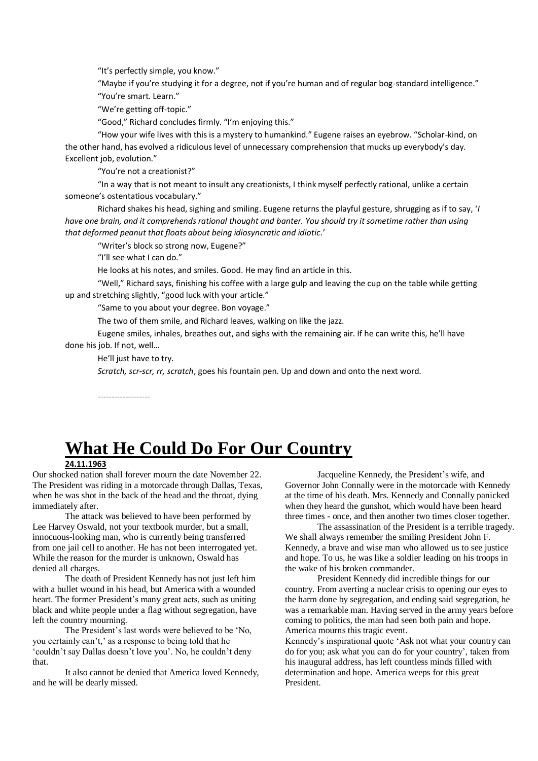"It's perfectly simple, you know."

"Maybe if you're studying it for a degree, not if you're human and of regular bog-standard intelligence."

"You're smart. Learn."

"We're getting off-topic."

"Good," Richard concludes firmly. "I'm enjoying this."

"How your wife lives with this is a mystery to humankind." Eugene raises an eyebrow. "Scholar-kind, on the other hand, has evolved a ridiculous level of unnecessary comprehension that mucks up everybody's day. Excellent job, evolution."

"You're not a creationist?"

"In a way that is not meant to insult any creationists, I think myself perfectly rational, unlike a certain someone's ostentatious vocabulary."

Richard shakes his head, sighing and smiling. Eugene returns the playful gesture, shrugging as if to say, '*I have one brain, and it comprehends rational thought and banter. You should try it sometime rather than using that deformed peanut that floats about being idiosyncratic and idiotic.*'

"Writer's block so strong now, Eugene?"

"I'll see what I can do."

He looks at his notes, and smiles. Good. He may find an article in this.

"Well," Richard says, finishing his coffee with a large gulp and leaving the cup on the table while getting up and stretching slightly, "good luck with your article."

"Same to you about your degree. Bon voyage."

The two of them smile, and Richard leaves, walking on like the jazz.

Eugene smiles, inhales, breathes out, and sighs with the remaining air. If he can write this, he'll have done his job. If not, well…

He'll just have to try.

*Scratch, scr-scr, rr, scratch*, goes his fountain pen. Up and down and onto the next word.

-------------------

# What He Could Do For Our Country

**24.11.1963**

Our shocked nation shall forever mourn the date November 22. The President was riding in a motorcade through Dallas, Texas, when he was shot in the back of the head and the throat, dying immediately after.

The attack was believed to have been performed by Lee Harvey Oswald, not your textbook murder, but a small, innocuous-looking man, who is currently being transferred from one jail cell to another. He has not been interrogated yet. While the reason for the murder is unknown, Oswald has denied all charges.

The death of President Kennedy has not just left him with a bullet wound in his head, but America with a wounded heart. The former President's many great acts, such as uniting black and white people under a flag without segregation, have left the country mourning.

The President's last words were believed to be 'No, you certainly can't,' as a response to being told that he 'couldn't say Dallas doesn't love you'. No, he couldn't deny that.

It also cannot be denied that America loved Kennedy, and he will be dearly missed.

Jacqueline Kennedy, the President's wife, and Governor John Connally were in the motorcade with Kennedy at the time of his death. Mrs. Kennedy and Connally panicked when they heard the gunshot, which would have been heard three times - once, and then another two times closer together.

The assassination of the President is a terrible tragedy. We shall always remember the smiling President John F. Kennedy, a brave and wise man who allowed us to see justice and hope. To us, he was like a soldier leading on his troops in the wake of his broken commander.

President Kennedy did incredible things for our country. From averting a nuclear crisis to opening our eyes to the harm done by segregation, and ending said segregation, he was a remarkable man. Having served in the army years before coming to politics, the man had seen both pain and hope. America mourns this tragic event.

Kennedy's inspirational quote 'Ask not what your country can do for you; ask what you can do for your country', taken from his inaugural address, has left countless minds filled with determination and hope. America weeps for this great President.